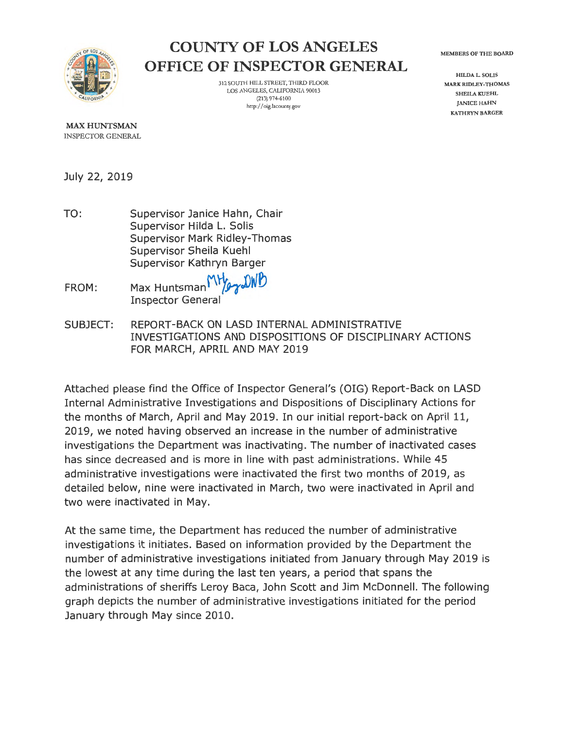# COUNTY OF LOS ANGELES
# OFFICE OF INSPECTOR GENERAL

312 SOUTH HILL STREET, THIRD FLOOR
LOS ANGELES, CALIFORNIA 90013
(213) 974-6100
http://oig.lacounty.gov

MEMBERS OF THE BOARD

HILDA L. SOLIS
MARK RIDLEY-THOMAS
SHEILA KUEHL
JANICE HAHN
KATHRYN BARGER

**MAX HUNTSMAN**
INSPECTOR GENERAL

July 22, 2019

TO: Supervisor Janice Hahn, Chair
Supervisor Hilda L. Solis
Supervisor Mark Ridley-Thomas
Supervisor Sheila Kuehl
Supervisor Kathryn Barger

FROM: Max Huntsman MH/by DWB
Inspector General

SUBJECT: REPORT-BACK ON LASD INTERNAL ADMINISTRATIVE INVESTIGATIONS AND DISPOSITIONS OF DISCIPLINARY ACTIONS FOR MARCH, APRIL AND MAY 2019

Attached please find the Office of Inspector General's (OIG) Report-Back on LASD Internal Administrative Investigations and Dispositions of Disciplinary Actions for the months of March, April and May 2019. In our initial report-back on April 11, 2019, we noted having observed an increase in the number of administrative investigations the Department was inactivating. The number of inactivated cases has since decreased and is more in line with past administrations. While 45 administrative investigations were inactivated the first two months of 2019, as detailed below, nine were inactivated in March, two were inactivated in April and two were inactivated in May.

At the same time, the Department has reduced the number of administrative investigations it initiates. Based on information provided by the Department the number of administrative investigations initiated from January through May 2019 is the lowest at any time during the last ten years, a period that spans the administrations of sheriffs Leroy Baca, John Scott and Jim McDonnell. The following graph depicts the number of administrative investigations initiated for the period January through May since 2010.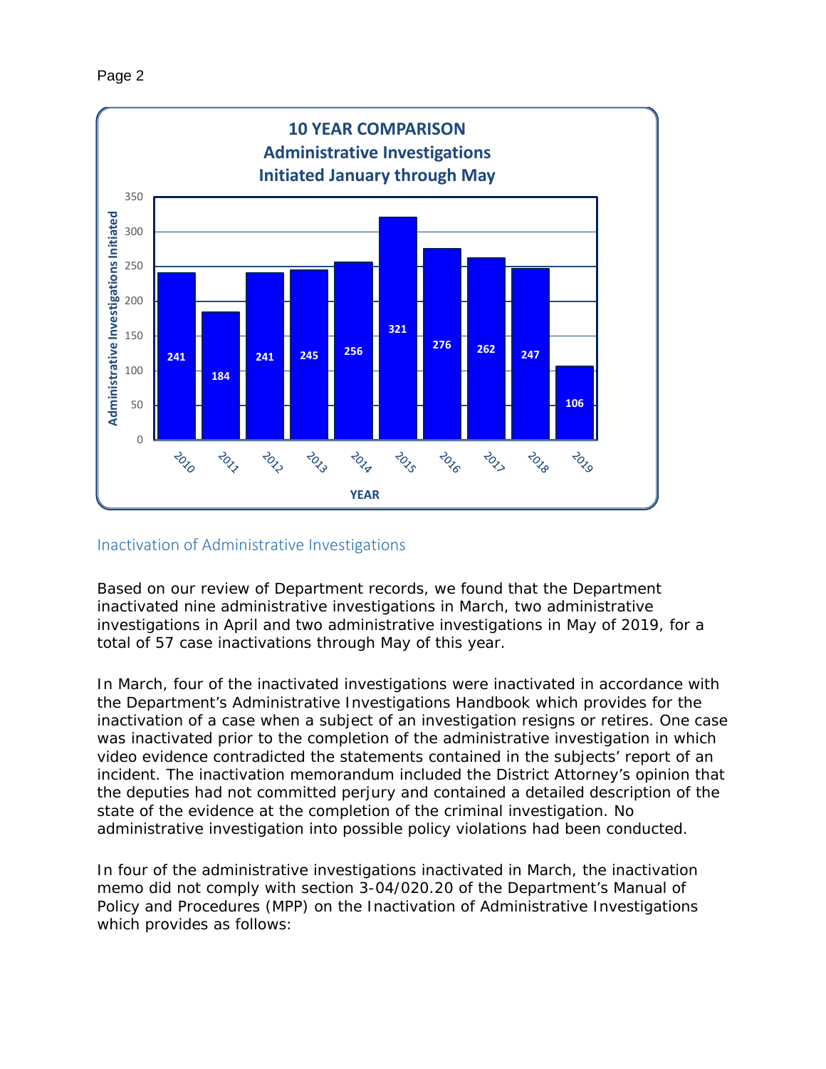**10 YEAR COMPARISON**
**Administrative Investigations**
**Initiated January through May**

| YEAR | Administrative Investigations Initiated |
|---|---|
| 2010 | 241 |
| 2011 | 184 |
| 2012 | 241 |
| 2013 | 245 |
| 2014 | 256 |
| 2015 | 321 |
| 2016 | 276 |
| 2017 | 262 |
| 2018 | 247 |
| 2019 | 106 |

## Inactivation of Administrative Investigations

Based on our review of Department records, we found that the Department inactivated nine administrative investigations in March, two administrative investigations in April and two administrative investigations in May of 2019, for a total of 57 case inactivations through May of this year.

In March, four of the inactivated investigations were inactivated in accordance with the Department's Administrative Investigations Handbook which provides for the inactivation of a case when a subject of an investigation resigns or retires. One case was inactivated prior to the completion of the administrative investigation in which video evidence contradicted the statements contained in the subjects' report of an incident. The inactivation memorandum included the District Attorney's opinion that the deputies had not committed perjury and contained a detailed description of the state of the evidence at the completion of the criminal investigation. No administrative investigation into possible policy violations had been conducted.

In four of the administrative investigations inactivated in March, the inactivation memo did not comply with section 3-04/020.20 of the Department's Manual of Policy and Procedures (MPP) on the Inactivation of Administrative Investigations which provides as follows: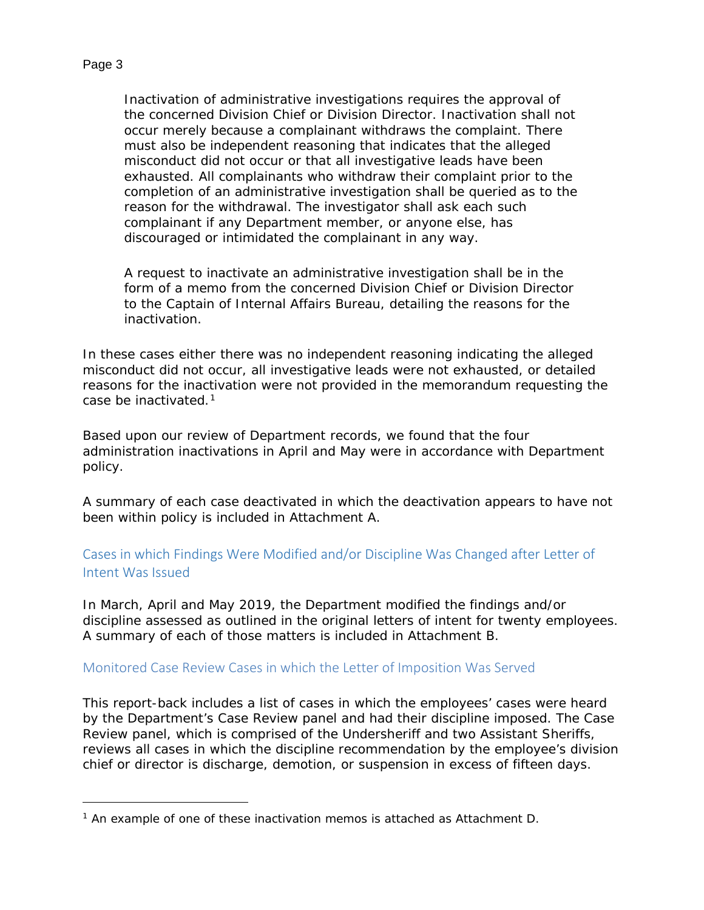> Inactivation of administrative investigations requires the approval of the concerned Division Chief or Division Director. Inactivation shall not occur merely because a complainant withdraws the complaint. There must also be independent reasoning that indicates that the alleged misconduct did not occur or that all investigative leads have been exhausted. All complainants who withdraw their complaint prior to the completion of an administrative investigation shall be queried as to the reason for the withdrawal. The investigator shall ask each such complainant if any Department member, or anyone else, has discouraged or intimidated the complainant in any way.
>
> A request to inactivate an administrative investigation shall be in the form of a memo from the concerned Division Chief or Division Director to the Captain of Internal Affairs Bureau, detailing the reasons for the inactivation.

In these cases either there was no independent reasoning indicating the alleged misconduct did not occur, all investigative leads were not exhausted, or detailed reasons for the inactivation were not provided in the memorandum requesting the case be inactivated.[1]

Based upon our review of Department records, we found that the four administration inactivations in April and May were in accordance with Department policy.

A summary of each case deactivated in which the deactivation appears to have not been within policy is included in Attachment A.

## Cases in which Findings Were Modified and/or Discipline Was Changed after Letter of Intent Was Issued

In March, April and May 2019, the Department modified the findings and/or discipline assessed as outlined in the original letters of intent for twenty employees. A summary of each of those matters is included in Attachment B.

## Monitored Case Review Cases in which the Letter of Imposition Was Served

This report-back includes a list of cases in which the employees' cases were heard by the Department's Case Review panel and had their discipline imposed. The Case Review panel, which is comprised of the Undersheriff and two Assistant Sheriffs, reviews all cases in which the discipline recommendation by the employee's division chief or director is discharge, demotion, or suspension in excess of fifteen days.

---

[1] An example of one of these inactivation memos is attached as Attachment D.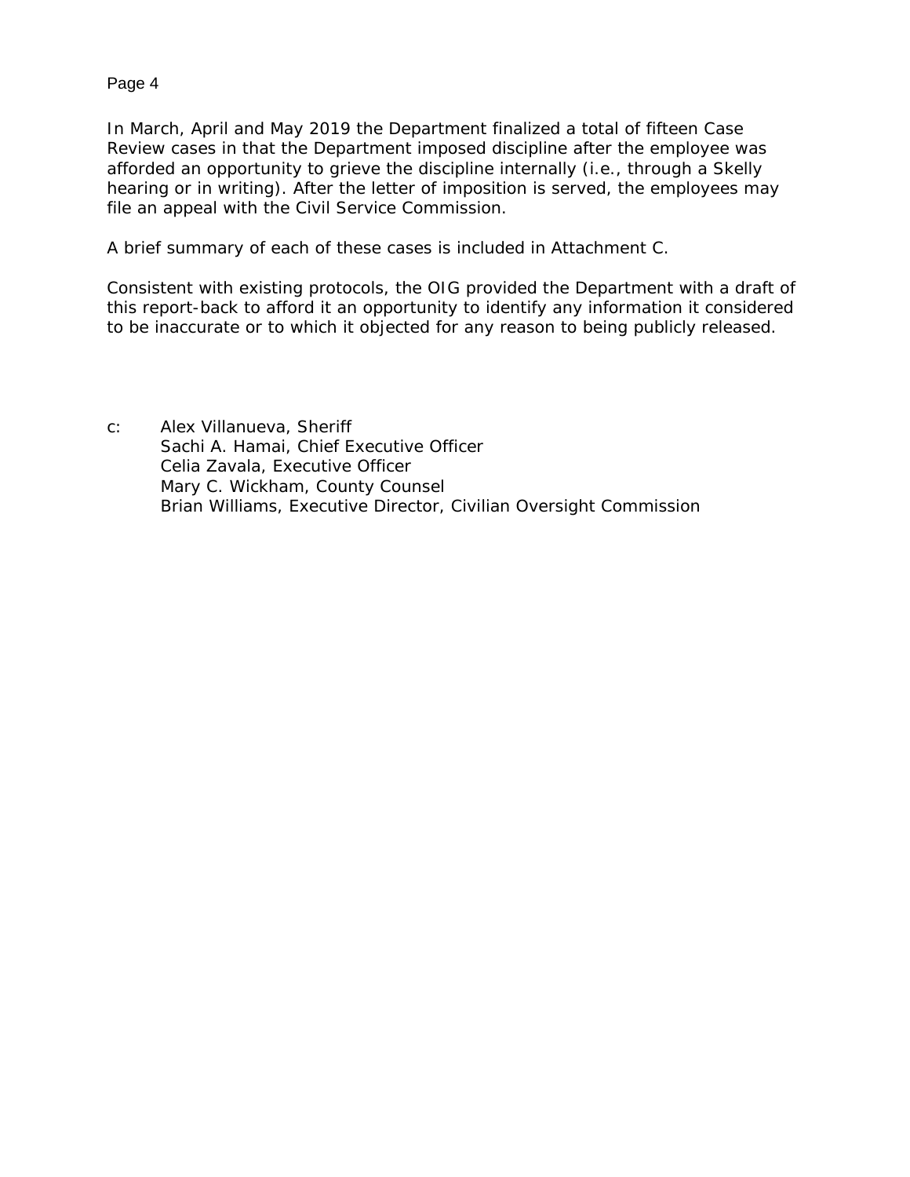In March, April and May 2019 the Department finalized a total of fifteen Case Review cases in that the Department imposed discipline after the employee was afforded an opportunity to grieve the discipline internally (i.e., through a Skelly hearing or in writing). After the letter of imposition is served, the employees may file an appeal with the Civil Service Commission.

A brief summary of each of these cases is included in Attachment C.

Consistent with existing protocols, the OIG provided the Department with a draft of this report-back to afford it an opportunity to identify any information it considered to be inaccurate or to which it objected for any reason to being publicly released.

c: Alex Villanueva, Sheriff
Sachi A. Hamai, Chief Executive Officer
Celia Zavala, Executive Officer
Mary C. Wickham, County Counsel
Brian Williams, Executive Director, Civilian Oversight Commission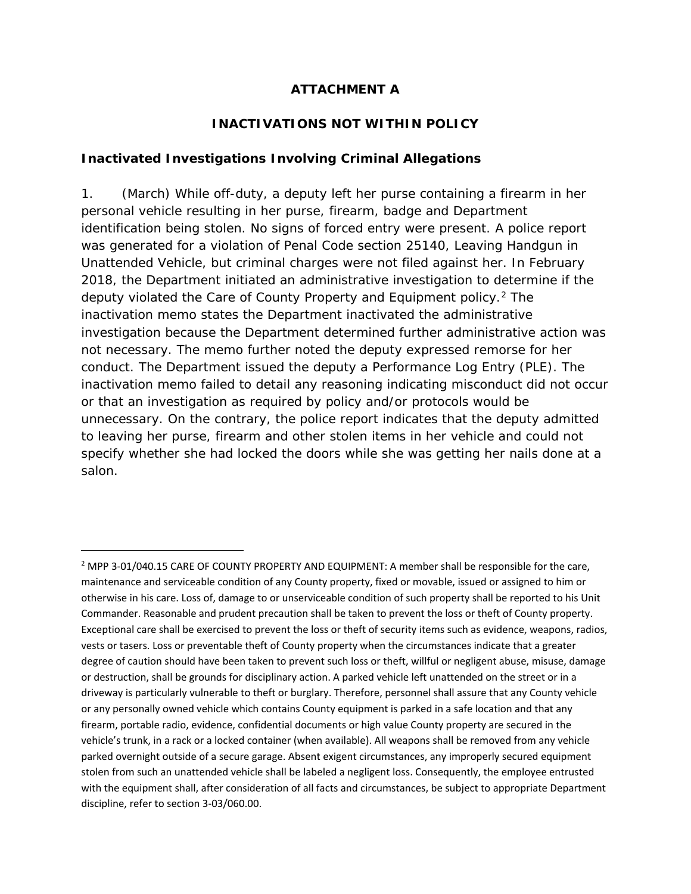# ATTACHMENT A

## INACTIVATIONS NOT WITHIN POLICY

### Inactivated Investigations Involving Criminal Allegations

1. (March) While off-duty, a deputy left her purse containing a firearm in her personal vehicle resulting in her purse, firearm, badge and Department identification being stolen. No signs of forced entry were present. A police report was generated for a violation of Penal Code section 25140, Leaving Handgun in Unattended Vehicle, but criminal charges were not filed against her. In February 2018, the Department initiated an administrative investigation to determine if the deputy violated the Care of County Property and Equipment policy.[2] The inactivation memo states the Department inactivated the administrative investigation because the Department determined further administrative action was not necessary. The memo further noted the deputy expressed remorse for her conduct. The Department issued the deputy a Performance Log Entry (PLE). The inactivation memo failed to detail any reasoning indicating misconduct did not occur or that an investigation as required by policy and/or protocols would be unnecessary. On the contrary, the police report indicates that the deputy admitted to leaving her purse, firearm and other stolen items in her vehicle and could not specify whether she had locked the doors while she was getting her nails done at a salon.

---

[2] MPP 3-01/040.15 CARE OF COUNTY PROPERTY AND EQUIPMENT: A member shall be responsible for the care, maintenance and serviceable condition of any County property, fixed or movable, issued or assigned to him or otherwise in his care. Loss of, damage to or unserviceable condition of such property shall be reported to his Unit Commander. Reasonable and prudent precaution shall be taken to prevent the loss or theft of County property. Exceptional care shall be exercised to prevent the loss or theft of security items such as evidence, weapons, radios, vests or tasers. Loss or preventable theft of County property when the circumstances indicate that a greater degree of caution should have been taken to prevent such loss or theft, willful or negligent abuse, misuse, damage or destruction, shall be grounds for disciplinary action. A parked vehicle left unattended on the street or in a driveway is particularly vulnerable to theft or burglary. Therefore, personnel shall assure that any County vehicle or any personally owned vehicle which contains County equipment is parked in a safe location and that any firearm, portable radio, evidence, confidential documents or high value County property are secured in the vehicle's trunk, in a rack or a locked container (when available). All weapons shall be removed from any vehicle parked overnight outside of a secure garage. Absent exigent circumstances, any improperly secured equipment stolen from such an unattended vehicle shall be labeled a negligent loss. Consequently, the employee entrusted with the equipment shall, after consideration of all facts and circumstances, be subject to appropriate Department discipline, refer to section 3-03/060.00.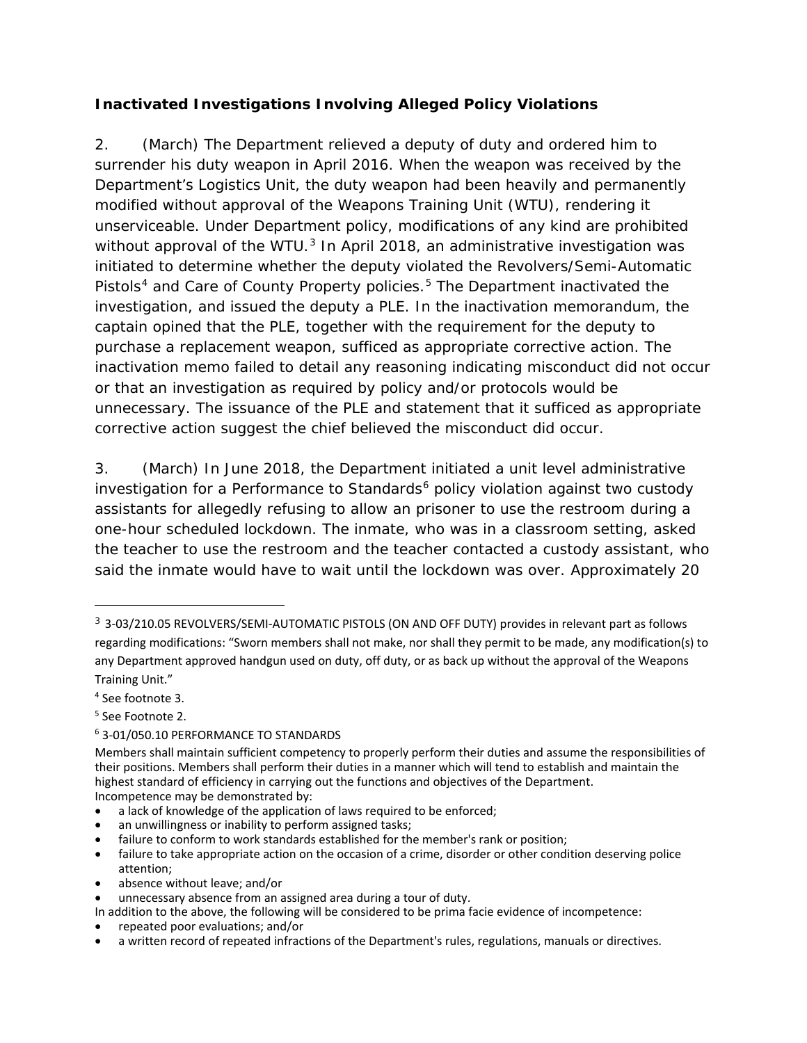### Inactivated Investigations Involving Alleged Policy Violations

2. (March) The Department relieved a deputy of duty and ordered him to surrender his duty weapon in April 2016. When the weapon was received by the Department's Logistics Unit, the duty weapon had been heavily and permanently modified without approval of the Weapons Training Unit (WTU), rendering it unserviceable. Under Department policy, modifications of any kind are prohibited without approval of the WTU.[3] In April 2018, an administrative investigation was initiated to determine whether the deputy violated the Revolvers/Semi-Automatic Pistols[4] and Care of County Property policies.[5] The Department inactivated the investigation, and issued the deputy a PLE. In the inactivation memorandum, the captain opined that the PLE, together with the requirement for the deputy to purchase a replacement weapon, sufficed as appropriate corrective action. The inactivation memo failed to detail any reasoning indicating misconduct did not occur or that an investigation as required by policy and/or protocols would be unnecessary. The issuance of the PLE and statement that it sufficed as appropriate corrective action suggest the chief believed the misconduct did occur.

3. (March) In June 2018, the Department initiated a unit level administrative investigation for a Performance to Standards[6] policy violation against two custody assistants for allegedly refusing to allow an prisoner to use the restroom during a one-hour scheduled lockdown. The inmate, who was in a classroom setting, asked the teacher to use the restroom and the teacher contacted a custody assistant, who said the inmate would have to wait until the lockdown was over. Approximately 20

---

[3] 3-03/210.05 REVOLVERS/SEMI-AUTOMATIC PISTOLS (ON AND OFF DUTY) provides in relevant part as follows regarding modifications: "Sworn members shall not make, nor shall they permit to be made, any modification(s) to any Department approved handgun used on duty, off duty, or as back up without the approval of the Weapons Training Unit."

[4] See footnote 3.

[5] See Footnote 2.

[6] 3-01/050.10 PERFORMANCE TO STANDARDS

Members shall maintain sufficient competency to properly perform their duties and assume the responsibilities of their positions. Members shall perform their duties in a manner which will tend to establish and maintain the highest standard of efficiency in carrying out the functions and objectives of the Department.
Incompetence may be demonstrated by:

- a lack of knowledge of the application of laws required to be enforced;
- an unwillingness or inability to perform assigned tasks;
- failure to conform to work standards established for the member's rank or position;
- failure to take appropriate action on the occasion of a crime, disorder or other condition deserving police attention;
- absence without leave; and/or
- unnecessary absence from an assigned area during a tour of duty.

In addition to the above, the following will be considered to be prima facie evidence of incompetence:

- repeated poor evaluations; and/or
- a written record of repeated infractions of the Department's rules, regulations, manuals or directives.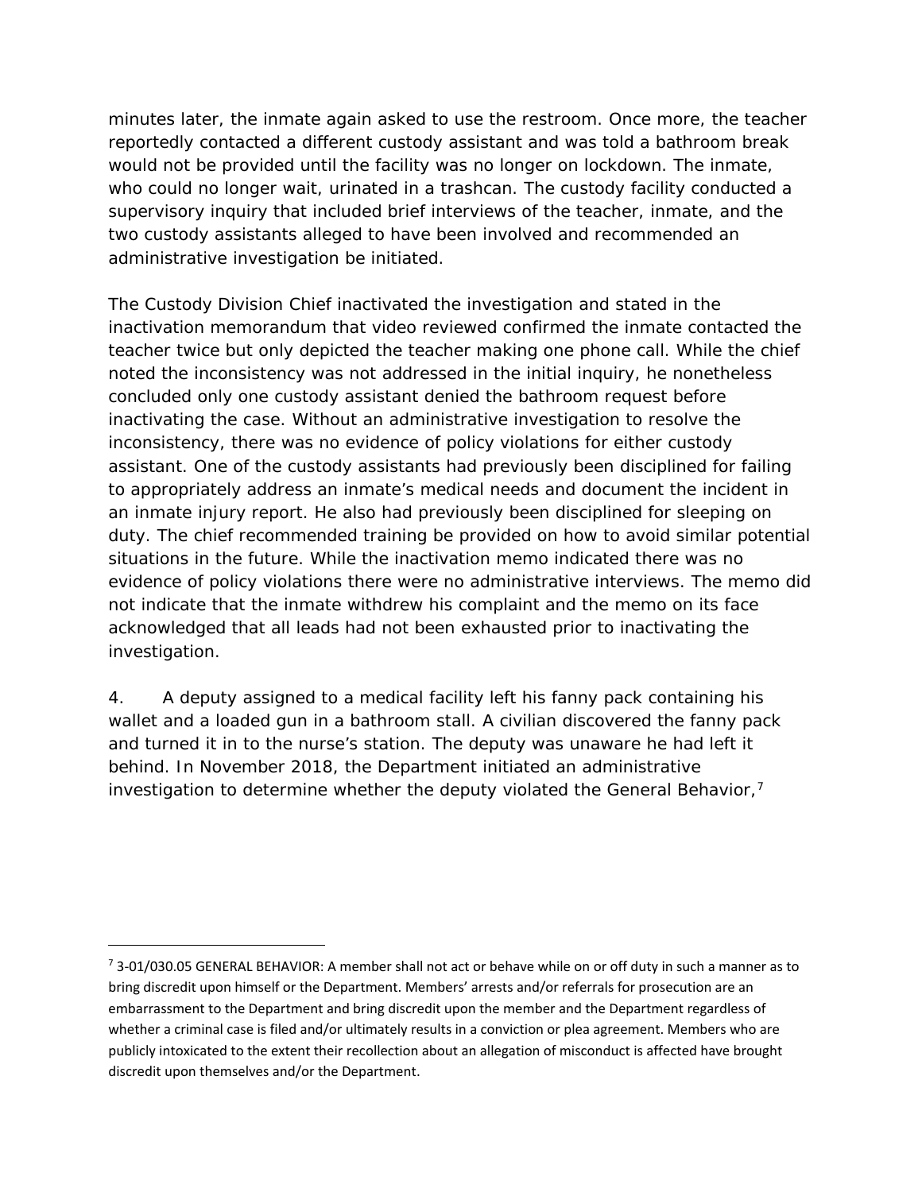minutes later, the inmate again asked to use the restroom. Once more, the teacher reportedly contacted a different custody assistant and was told a bathroom break would not be provided until the facility was no longer on lockdown. The inmate, who could no longer wait, urinated in a trashcan. The custody facility conducted a supervisory inquiry that included brief interviews of the teacher, inmate, and the two custody assistants alleged to have been involved and recommended an administrative investigation be initiated.

The Custody Division Chief inactivated the investigation and stated in the inactivation memorandum that video reviewed confirmed the inmate contacted the teacher twice but only depicted the teacher making one phone call. While the chief noted the inconsistency was not addressed in the initial inquiry, he nonetheless concluded only one custody assistant denied the bathroom request before inactivating the case. Without an administrative investigation to resolve the inconsistency, there was no evidence of policy violations for either custody assistant. One of the custody assistants had previously been disciplined for failing to appropriately address an inmate's medical needs and document the incident in an inmate injury report. He also had previously been disciplined for sleeping on duty. The chief recommended training be provided on how to avoid similar potential situations in the future. While the inactivation memo indicated there was no evidence of policy violations there were no administrative interviews. The memo did not indicate that the inmate withdrew his complaint and the memo on its face acknowledged that all leads had not been exhausted prior to inactivating the investigation.

4. A deputy assigned to a medical facility left his fanny pack containing his wallet and a loaded gun in a bathroom stall. A civilian discovered the fanny pack and turned it in to the nurse's station. The deputy was unaware he had left it behind. In November 2018, the Department initiated an administrative investigation to determine whether the deputy violated the General Behavior,[7]

[7] 3-01/030.05 GENERAL BEHAVIOR: A member shall not act or behave while on or off duty in such a manner as to bring discredit upon himself or the Department. Members' arrests and/or referrals for prosecution are an embarrassment to the Department and bring discredit upon the member and the Department regardless of whether a criminal case is filed and/or ultimately results in a conviction or plea agreement. Members who are publicly intoxicated to the extent their recollection about an allegation of misconduct is affected have brought discredit upon themselves and/or the Department.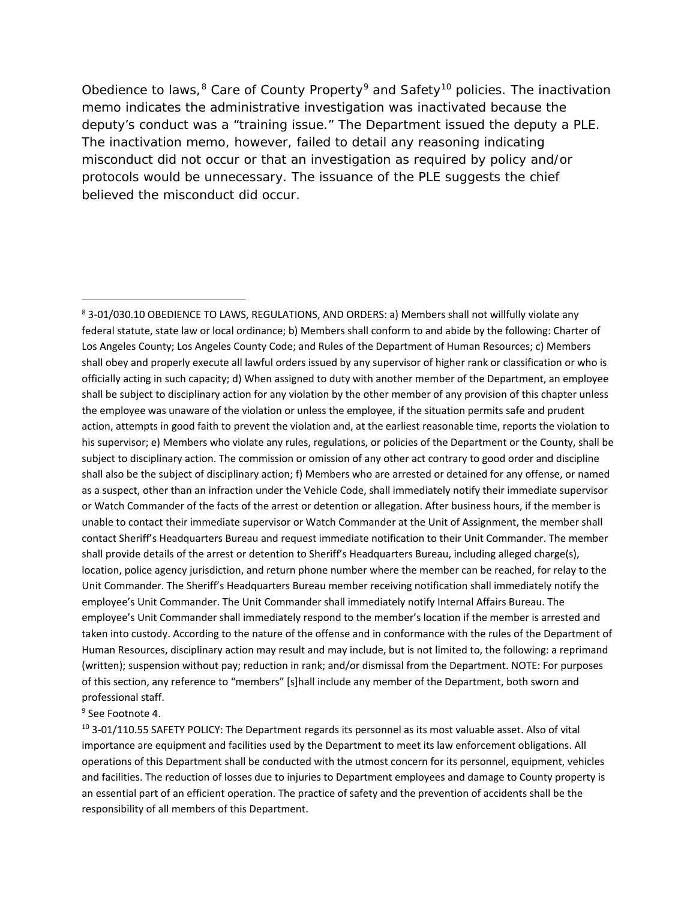Obedience to laws,[8] Care of County Property[9] and Safety[10] policies. The inactivation memo indicates the administrative investigation was inactivated because the deputy's conduct was a "training issue." The Department issued the deputy a PLE. The inactivation memo, however, failed to detail any reasoning indicating misconduct did not occur or that an investigation as required by policy and/or protocols would be unnecessary. The issuance of the PLE suggests the chief believed the misconduct did occur.

---

[8] 3-01/030.10 OBEDIENCE TO LAWS, REGULATIONS, AND ORDERS: a) Members shall not willfully violate any federal statute, state law or local ordinance; b) Members shall conform to and abide by the following: Charter of Los Angeles County; Los Angeles County Code; and Rules of the Department of Human Resources; c) Members shall obey and properly execute all lawful orders issued by any supervisor of higher rank or classification or who is officially acting in such capacity; d) When assigned to duty with another member of the Department, an employee shall be subject to disciplinary action for any violation by the other member of any provision of this chapter unless the employee was unaware of the violation or unless the employee, if the situation permits safe and prudent action, attempts in good faith to prevent the violation and, at the earliest reasonable time, reports the violation to his supervisor; e) Members who violate any rules, regulations, or policies of the Department or the County, shall be subject to disciplinary action. The commission or omission of any other act contrary to good order and discipline shall also be the subject of disciplinary action; f) Members who are arrested or detained for any offense, or named as a suspect, other than an infraction under the Vehicle Code, shall immediately notify their immediate supervisor or Watch Commander of the facts of the arrest or detention or allegation. After business hours, if the member is unable to contact their immediate supervisor or Watch Commander at the Unit of Assignment, the member shall contact Sheriff's Headquarters Bureau and request immediate notification to their Unit Commander. The member shall provide details of the arrest or detention to Sheriff's Headquarters Bureau, including alleged charge(s), location, police agency jurisdiction, and return phone number where the member can be reached, for relay to the Unit Commander. The Sheriff's Headquarters Bureau member receiving notification shall immediately notify the employee's Unit Commander. The Unit Commander shall immediately notify Internal Affairs Bureau. The employee's Unit Commander shall immediately respond to the member's location if the member is arrested and taken into custody. According to the nature of the offense and in conformance with the rules of the Department of Human Resources, disciplinary action may result and may include, but is not limited to, the following: a reprimand (written); suspension without pay; reduction in rank; and/or dismissal from the Department. NOTE: For purposes of this section, any reference to "members" [s]hall include any member of the Department, both sworn and professional staff.

[9] See Footnote 4.

[10] 3-01/110.55 SAFETY POLICY: The Department regards its personnel as its most valuable asset. Also of vital importance are equipment and facilities used by the Department to meet its law enforcement obligations. All operations of this Department shall be conducted with the utmost concern for its personnel, equipment, vehicles and facilities. The reduction of losses due to injuries to Department employees and damage to County property is an essential part of an efficient operation. The practice of safety and the prevention of accidents shall be the responsibility of all members of this Department.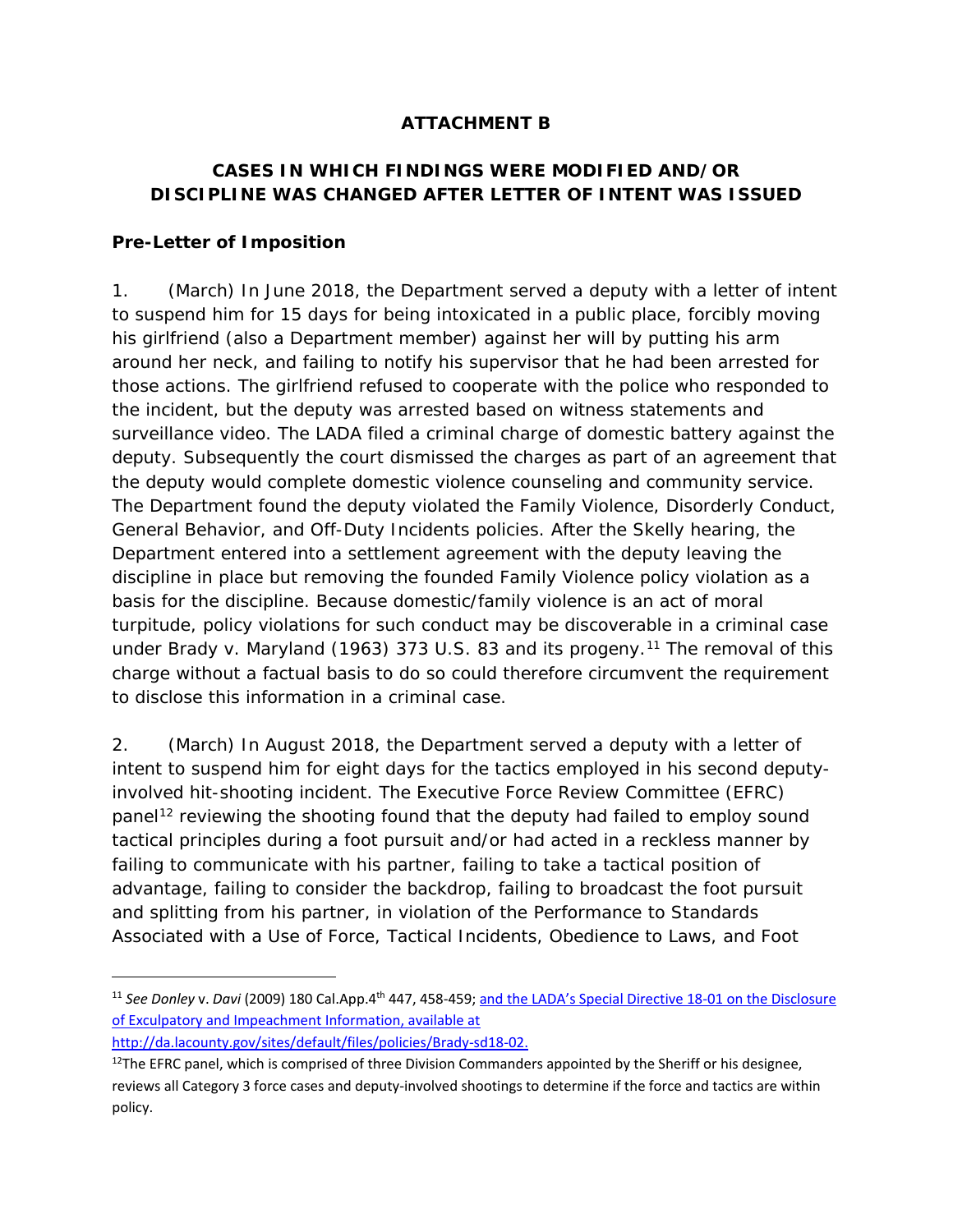## ATTACHMENT B

## CASES IN WHICH FINDINGS WERE MODIFIED AND/OR DISCIPLINE WAS CHANGED AFTER LETTER OF INTENT WAS ISSUED

### Pre-Letter of Imposition

1. (March) In June 2018, the Department served a deputy with a letter of intent to suspend him for 15 days for being intoxicated in a public place, forcibly moving his girlfriend (also a Department member) against her will by putting his arm around her neck, and failing to notify his supervisor that he had been arrested for those actions. The girlfriend refused to cooperate with the police who responded to the incident, but the deputy was arrested based on witness statements and surveillance video. The LADA filed a criminal charge of domestic battery against the deputy. Subsequently the court dismissed the charges as part of an agreement that the deputy would complete domestic violence counseling and community service. The Department found the deputy violated the Family Violence, Disorderly Conduct, General Behavior, and Off-Duty Incidents policies. After the Skelly hearing, the Department entered into a settlement agreement with the deputy leaving the discipline in place but removing the founded Family Violence policy violation as a basis for the discipline. Because domestic/family violence is an act of moral turpitude, policy violations for such conduct may be discoverable in a criminal case under Brady v. Maryland (1963) 373 U.S. 83 and its progeny.[11] The removal of this charge without a factual basis to do so could therefore circumvent the requirement to disclose this information in a criminal case.

2. (March) In August 2018, the Department served a deputy with a letter of intent to suspend him for eight days for the tactics employed in his second deputy-involved hit-shooting incident. The Executive Force Review Committee (EFRC) panel[12] reviewing the shooting found that the deputy had failed to employ sound tactical principles during a foot pursuit and/or had acted in a reckless manner by failing to communicate with his partner, failing to take a tactical position of advantage, failing to consider the backdrop, failing to broadcast the foot pursuit and splitting from his partner, in violation of the Performance to Standards Associated with a Use of Force, Tactical Incidents, Obedience to Laws, and Foot

---

[11] *See Donley* v. *Davi* (2009) 180 Cal.App.4th 447, 458-459; and the LADA's Special Directive 18-01 on the Disclosure of Exculpatory and Impeachment Information, available at http://da.lacounty.gov/sites/default/files/policies/Brady-sd18-02.

[12] The EFRC panel, which is comprised of three Division Commanders appointed by the Sheriff or his designee, reviews all Category 3 force cases and deputy-involved shootings to determine if the force and tactics are within policy.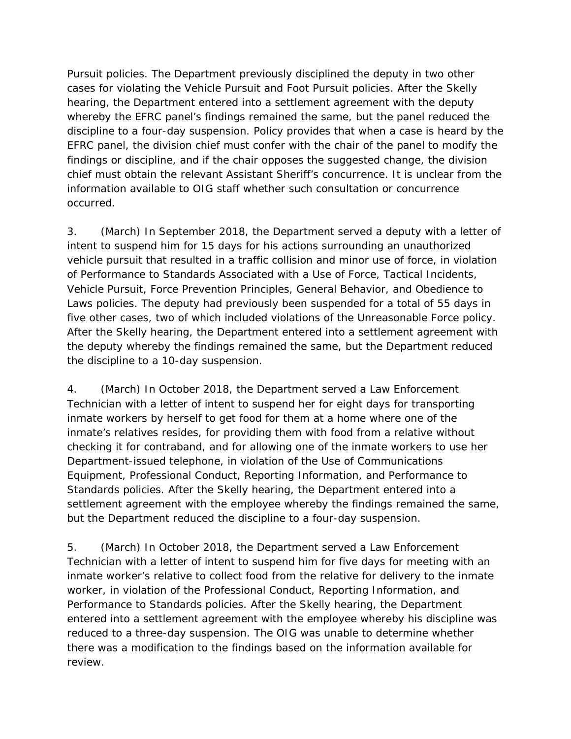Pursuit policies. The Department previously disciplined the deputy in two other cases for violating the Vehicle Pursuit and Foot Pursuit policies. After the Skelly hearing, the Department entered into a settlement agreement with the deputy whereby the EFRC panel's findings remained the same, but the panel reduced the discipline to a four-day suspension. Policy provides that when a case is heard by the EFRC panel, the division chief must confer with the chair of the panel to modify the findings or discipline, and if the chair opposes the suggested change, the division chief must obtain the relevant Assistant Sheriff's concurrence. It is unclear from the information available to OIG staff whether such consultation or concurrence occurred.

3. (March) In September 2018, the Department served a deputy with a letter of intent to suspend him for 15 days for his actions surrounding an unauthorized vehicle pursuit that resulted in a traffic collision and minor use of force, in violation of Performance to Standards Associated with a Use of Force, Tactical Incidents, Vehicle Pursuit, Force Prevention Principles, General Behavior, and Obedience to Laws policies. The deputy had previously been suspended for a total of 55 days in five other cases, two of which included violations of the Unreasonable Force policy. After the Skelly hearing, the Department entered into a settlement agreement with the deputy whereby the findings remained the same, but the Department reduced the discipline to a 10-day suspension.

4. (March) In October 2018, the Department served a Law Enforcement Technician with a letter of intent to suspend her for eight days for transporting inmate workers by herself to get food for them at a home where one of the inmate's relatives resides, for providing them with food from a relative without checking it for contraband, and for allowing one of the inmate workers to use her Department-issued telephone, in violation of the Use of Communications Equipment, Professional Conduct, Reporting Information, and Performance to Standards policies. After the Skelly hearing, the Department entered into a settlement agreement with the employee whereby the findings remained the same, but the Department reduced the discipline to a four-day suspension.

5. (March) In October 2018, the Department served a Law Enforcement Technician with a letter of intent to suspend him for five days for meeting with an inmate worker's relative to collect food from the relative for delivery to the inmate worker, in violation of the Professional Conduct, Reporting Information, and Performance to Standards policies. After the Skelly hearing, the Department entered into a settlement agreement with the employee whereby his discipline was reduced to a three-day suspension. The OIG was unable to determine whether there was a modification to the findings based on the information available for review.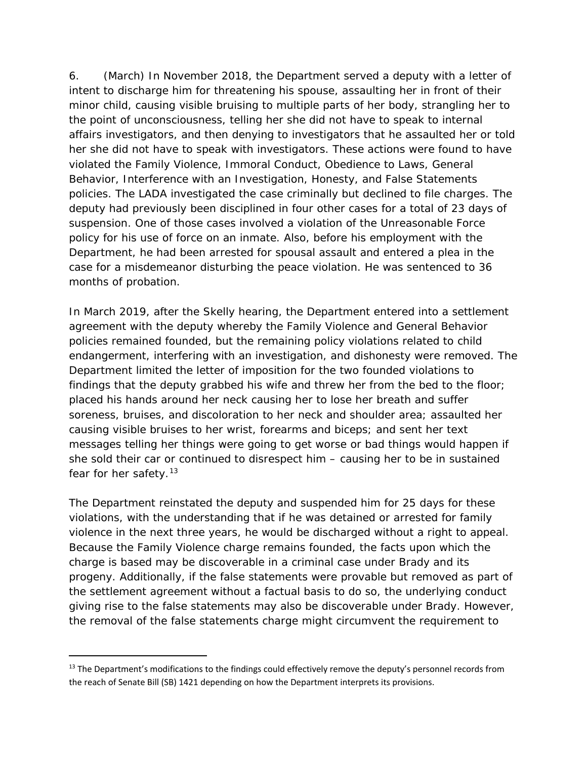6. (March) In November 2018, the Department served a deputy with a letter of intent to discharge him for threatening his spouse, assaulting her in front of their minor child, causing visible bruising to multiple parts of her body, strangling her to the point of unconsciousness, telling her she did not have to speak to internal affairs investigators, and then denying to investigators that he assaulted her or told her she did not have to speak with investigators. These actions were found to have violated the Family Violence, Immoral Conduct, Obedience to Laws, General Behavior, Interference with an Investigation, Honesty, and False Statements policies. The LADA investigated the case criminally but declined to file charges. The deputy had previously been disciplined in four other cases for a total of 23 days of suspension. One of those cases involved a violation of the Unreasonable Force policy for his use of force on an inmate. Also, before his employment with the Department, he had been arrested for spousal assault and entered a plea in the case for a misdemeanor disturbing the peace violation. He was sentenced to 36 months of probation.

In March 2019, after the Skelly hearing, the Department entered into a settlement agreement with the deputy whereby the Family Violence and General Behavior policies remained founded, but the remaining policy violations related to child endangerment, interfering with an investigation, and dishonesty were removed. The Department limited the letter of imposition for the two founded violations to findings that the deputy grabbed his wife and threw her from the bed to the floor; placed his hands around her neck causing her to lose her breath and suffer soreness, bruises, and discoloration to her neck and shoulder area; assaulted her causing visible bruises to her wrist, forearms and biceps; and sent her text messages telling her things were going to get worse or bad things would happen if she sold their car or continued to disrespect him – causing her to be in sustained fear for her safety.[13]

The Department reinstated the deputy and suspended him for 25 days for these violations, with the understanding that if he was detained or arrested for family violence in the next three years, he would be discharged without a right to appeal. Because the Family Violence charge remains founded, the facts upon which the charge is based may be discoverable in a criminal case under Brady and its progeny. Additionally, if the false statements were provable but removed as part of the settlement agreement without a factual basis to do so, the underlying conduct giving rise to the false statements may also be discoverable under Brady. However, the removal of the false statements charge might circumvent the requirement to

[13] The Department's modifications to the findings could effectively remove the deputy's personnel records from the reach of Senate Bill (SB) 1421 depending on how the Department interprets its provisions.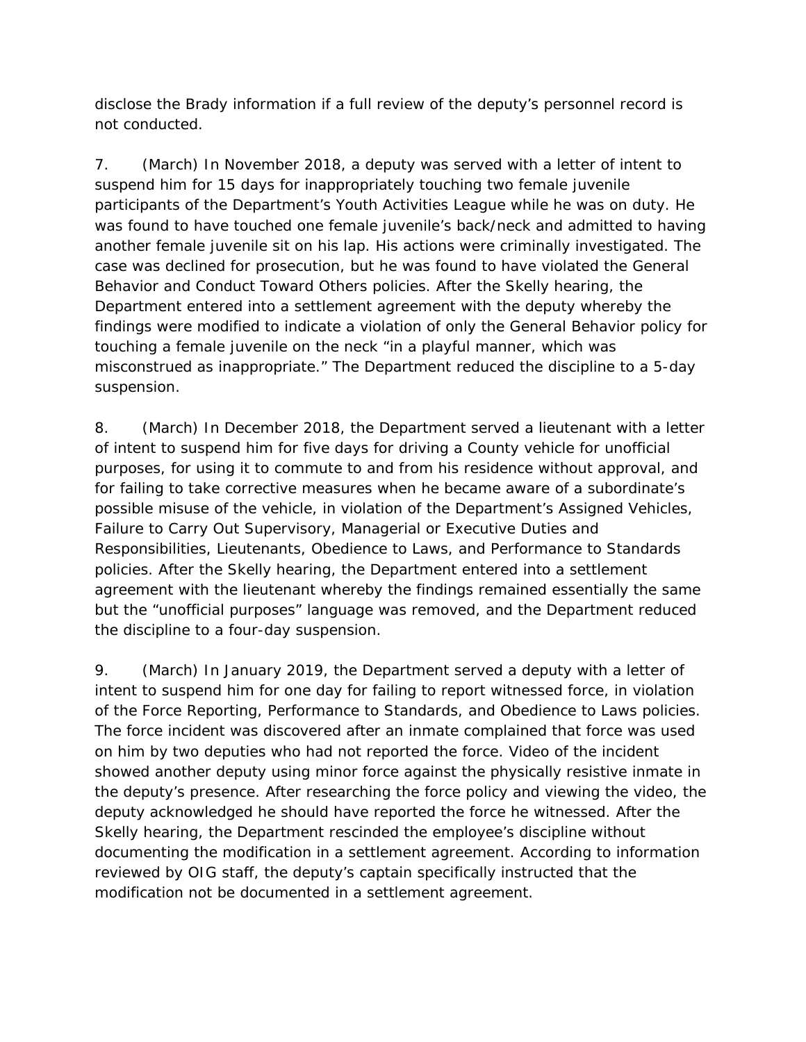disclose the Brady information if a full review of the deputy's personnel record is not conducted.

7. (March) In November 2018, a deputy was served with a letter of intent to suspend him for 15 days for inappropriately touching two female juvenile participants of the Department's Youth Activities League while he was on duty. He was found to have touched one female juvenile's back/neck and admitted to having another female juvenile sit on his lap. His actions were criminally investigated. The case was declined for prosecution, but he was found to have violated the General Behavior and Conduct Toward Others policies. After the Skelly hearing, the Department entered into a settlement agreement with the deputy whereby the findings were modified to indicate a violation of only the General Behavior policy for touching a female juvenile on the neck "in a playful manner, which was misconstrued as inappropriate." The Department reduced the discipline to a 5-day suspension.

8. (March) In December 2018, the Department served a lieutenant with a letter of intent to suspend him for five days for driving a County vehicle for unofficial purposes, for using it to commute to and from his residence without approval, and for failing to take corrective measures when he became aware of a subordinate's possible misuse of the vehicle, in violation of the Department's Assigned Vehicles, Failure to Carry Out Supervisory, Managerial or Executive Duties and Responsibilities, Lieutenants, Obedience to Laws, and Performance to Standards policies. After the Skelly hearing, the Department entered into a settlement agreement with the lieutenant whereby the findings remained essentially the same but the "unofficial purposes" language was removed, and the Department reduced the discipline to a four-day suspension.

9. (March) In January 2019, the Department served a deputy with a letter of intent to suspend him for one day for failing to report witnessed force, in violation of the Force Reporting, Performance to Standards, and Obedience to Laws policies. The force incident was discovered after an inmate complained that force was used on him by two deputies who had not reported the force. Video of the incident showed another deputy using minor force against the physically resistive inmate in the deputy's presence. After researching the force policy and viewing the video, the deputy acknowledged he should have reported the force he witnessed. After the Skelly hearing, the Department rescinded the employee's discipline without documenting the modification in a settlement agreement. According to information reviewed by OIG staff, the deputy's captain specifically instructed that the modification not be documented in a settlement agreement.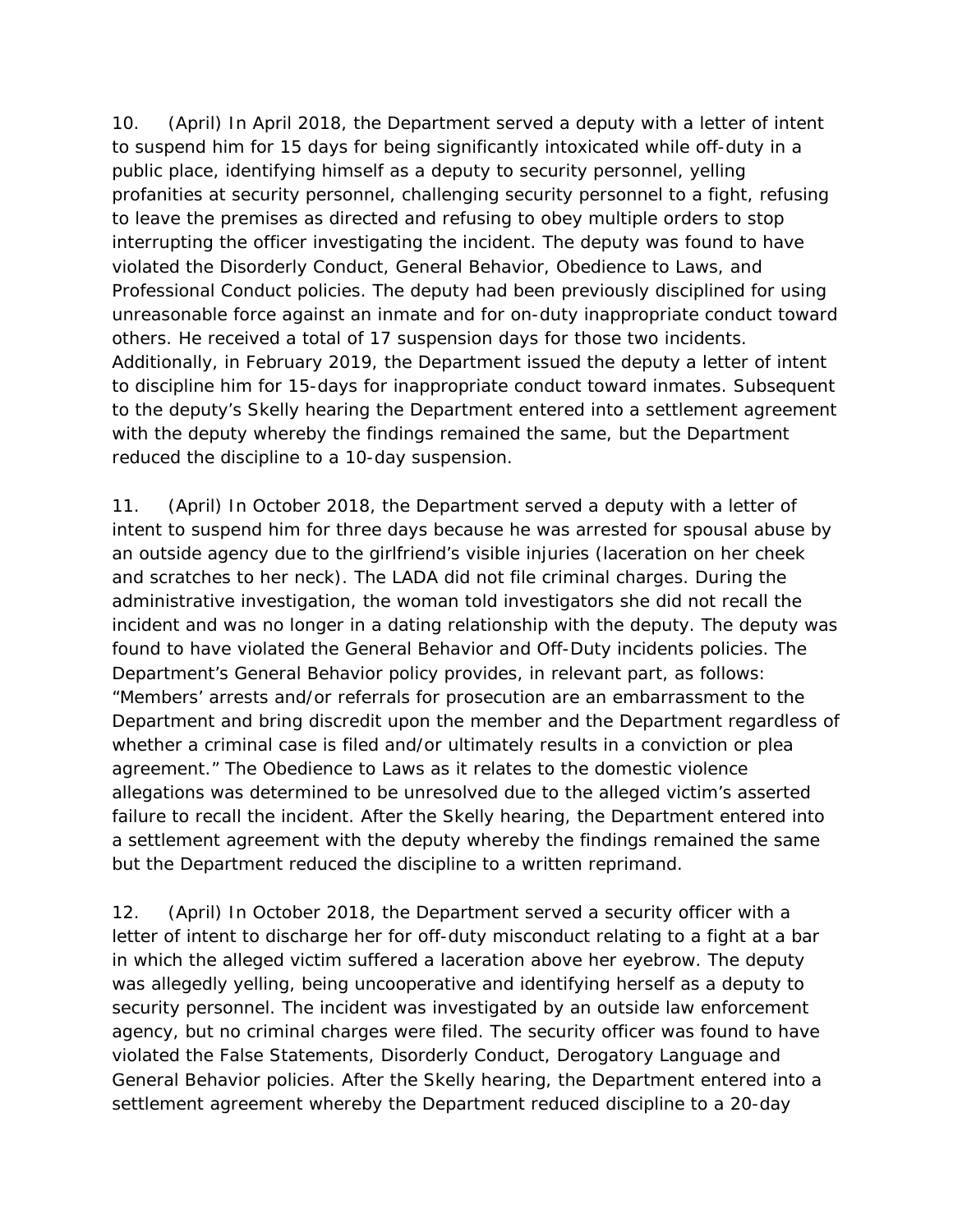10. (April) In April 2018, the Department served a deputy with a letter of intent to suspend him for 15 days for being significantly intoxicated while off-duty in a public place, identifying himself as a deputy to security personnel, yelling profanities at security personnel, challenging security personnel to a fight, refusing to leave the premises as directed and refusing to obey multiple orders to stop interrupting the officer investigating the incident. The deputy was found to have violated the Disorderly Conduct, General Behavior, Obedience to Laws, and Professional Conduct policies. The deputy had been previously disciplined for using unreasonable force against an inmate and for on-duty inappropriate conduct toward others. He received a total of 17 suspension days for those two incidents. Additionally, in February 2019, the Department issued the deputy a letter of intent to discipline him for 15-days for inappropriate conduct toward inmates. Subsequent to the deputy's Skelly hearing the Department entered into a settlement agreement with the deputy whereby the findings remained the same, but the Department reduced the discipline to a 10-day suspension.

11. (April) In October 2018, the Department served a deputy with a letter of intent to suspend him for three days because he was arrested for spousal abuse by an outside agency due to the girlfriend's visible injuries (laceration on her cheek and scratches to her neck). The LADA did not file criminal charges. During the administrative investigation, the woman told investigators she did not recall the incident and was no longer in a dating relationship with the deputy. The deputy was found to have violated the General Behavior and Off-Duty incidents policies. The Department's General Behavior policy provides, in relevant part, as follows: "Members' arrests and/or referrals for prosecution are an embarrassment to the Department and bring discredit upon the member and the Department regardless of whether a criminal case is filed and/or ultimately results in a conviction or plea agreement." The Obedience to Laws as it relates to the domestic violence allegations was determined to be unresolved due to the alleged victim's asserted failure to recall the incident. After the Skelly hearing, the Department entered into a settlement agreement with the deputy whereby the findings remained the same but the Department reduced the discipline to a written reprimand.

12. (April) In October 2018, the Department served a security officer with a letter of intent to discharge her for off-duty misconduct relating to a fight at a bar in which the alleged victim suffered a laceration above her eyebrow. The deputy was allegedly yelling, being uncooperative and identifying herself as a deputy to security personnel. The incident was investigated by an outside law enforcement agency, but no criminal charges were filed. The security officer was found to have violated the False Statements, Disorderly Conduct, Derogatory Language and General Behavior policies. After the Skelly hearing, the Department entered into a settlement agreement whereby the Department reduced discipline to a 20-day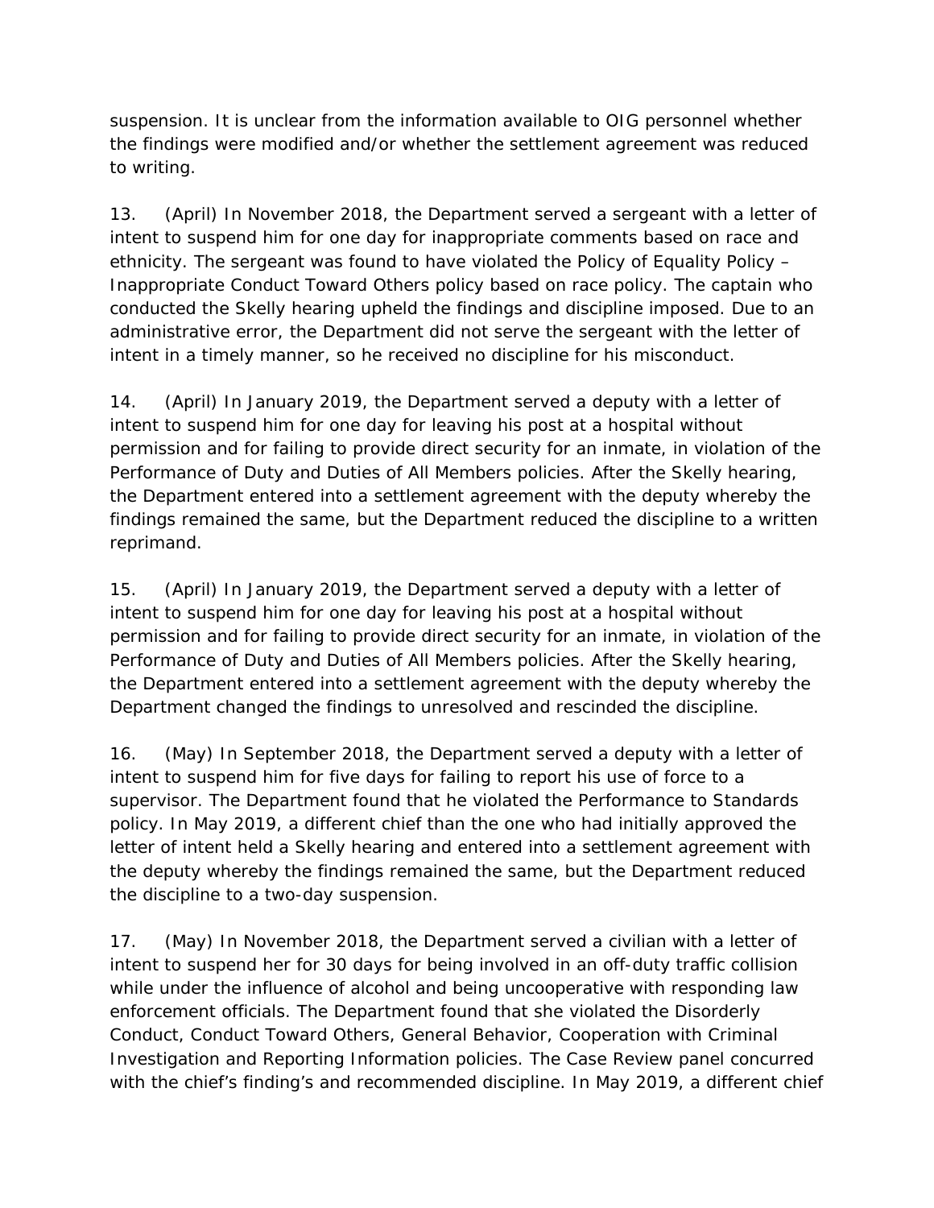suspension. It is unclear from the information available to OIG personnel whether the findings were modified and/or whether the settlement agreement was reduced to writing.

13. (April) In November 2018, the Department served a sergeant with a letter of intent to suspend him for one day for inappropriate comments based on race and ethnicity. The sergeant was found to have violated the Policy of Equality Policy – Inappropriate Conduct Toward Others policy based on race policy. The captain who conducted the Skelly hearing upheld the findings and discipline imposed. Due to an administrative error, the Department did not serve the sergeant with the letter of intent in a timely manner, so he received no discipline for his misconduct.

14. (April) In January 2019, the Department served a deputy with a letter of intent to suspend him for one day for leaving his post at a hospital without permission and for failing to provide direct security for an inmate, in violation of the Performance of Duty and Duties of All Members policies. After the Skelly hearing, the Department entered into a settlement agreement with the deputy whereby the findings remained the same, but the Department reduced the discipline to a written reprimand.

15. (April) In January 2019, the Department served a deputy with a letter of intent to suspend him for one day for leaving his post at a hospital without permission and for failing to provide direct security for an inmate, in violation of the Performance of Duty and Duties of All Members policies. After the Skelly hearing, the Department entered into a settlement agreement with the deputy whereby the Department changed the findings to unresolved and rescinded the discipline.

16. (May) In September 2018, the Department served a deputy with a letter of intent to suspend him for five days for failing to report his use of force to a supervisor. The Department found that he violated the Performance to Standards policy. In May 2019, a different chief than the one who had initially approved the letter of intent held a Skelly hearing and entered into a settlement agreement with the deputy whereby the findings remained the same, but the Department reduced the discipline to a two-day suspension.

17. (May) In November 2018, the Department served a civilian with a letter of intent to suspend her for 30 days for being involved in an off-duty traffic collision while under the influence of alcohol and being uncooperative with responding law enforcement officials. The Department found that she violated the Disorderly Conduct, Conduct Toward Others, General Behavior, Cooperation with Criminal Investigation and Reporting Information policies. The Case Review panel concurred with the chief's finding's and recommended discipline. In May 2019, a different chief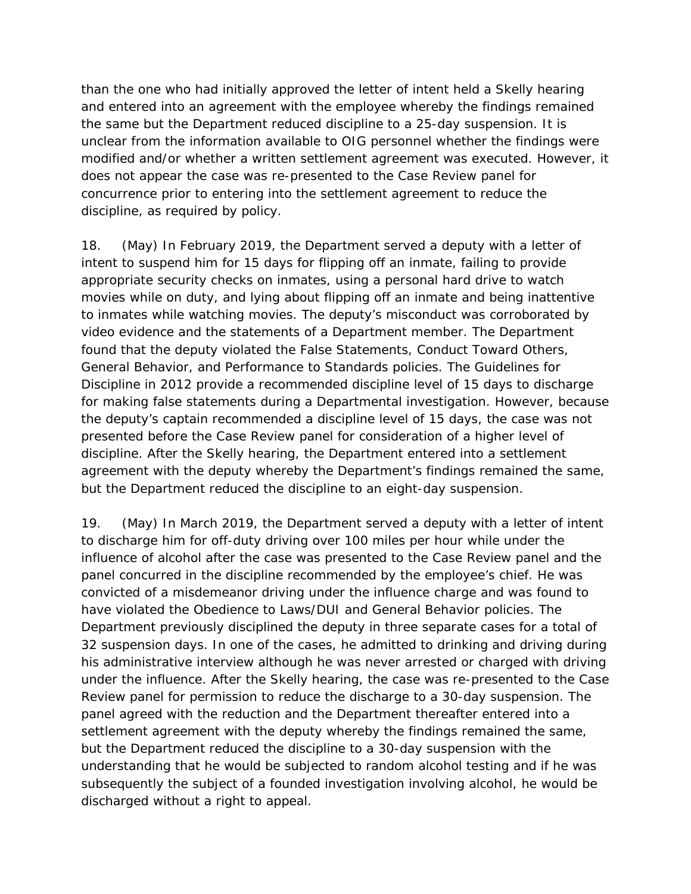than the one who had initially approved the letter of intent held a Skelly hearing and entered into an agreement with the employee whereby the findings remained the same but the Department reduced discipline to a 25-day suspension. It is unclear from the information available to OIG personnel whether the findings were modified and/or whether a written settlement agreement was executed. However, it does not appear the case was re-presented to the Case Review panel for concurrence prior to entering into the settlement agreement to reduce the discipline, as required by policy.

18. (May) In February 2019, the Department served a deputy with a letter of intent to suspend him for 15 days for flipping off an inmate, failing to provide appropriate security checks on inmates, using a personal hard drive to watch movies while on duty, and lying about flipping off an inmate and being inattentive to inmates while watching movies. The deputy's misconduct was corroborated by video evidence and the statements of a Department member. The Department found that the deputy violated the False Statements, Conduct Toward Others, General Behavior, and Performance to Standards policies. The Guidelines for Discipline in 2012 provide a recommended discipline level of 15 days to discharge for making false statements during a Departmental investigation. However, because the deputy's captain recommended a discipline level of 15 days, the case was not presented before the Case Review panel for consideration of a higher level of discipline. After the Skelly hearing, the Department entered into a settlement agreement with the deputy whereby the Department's findings remained the same, but the Department reduced the discipline to an eight-day suspension.

19. (May) In March 2019, the Department served a deputy with a letter of intent to discharge him for off-duty driving over 100 miles per hour while under the influence of alcohol after the case was presented to the Case Review panel and the panel concurred in the discipline recommended by the employee's chief. He was convicted of a misdemeanor driving under the influence charge and was found to have violated the Obedience to Laws/DUI and General Behavior policies. The Department previously disciplined the deputy in three separate cases for a total of 32 suspension days. In one of the cases, he admitted to drinking and driving during his administrative interview although he was never arrested or charged with driving under the influence. After the Skelly hearing, the case was re-presented to the Case Review panel for permission to reduce the discharge to a 30-day suspension. The panel agreed with the reduction and the Department thereafter entered into a settlement agreement with the deputy whereby the findings remained the same, but the Department reduced the discipline to a 30-day suspension with the understanding that he would be subjected to random alcohol testing and if he was subsequently the subject of a founded investigation involving alcohol, he would be discharged without a right to appeal.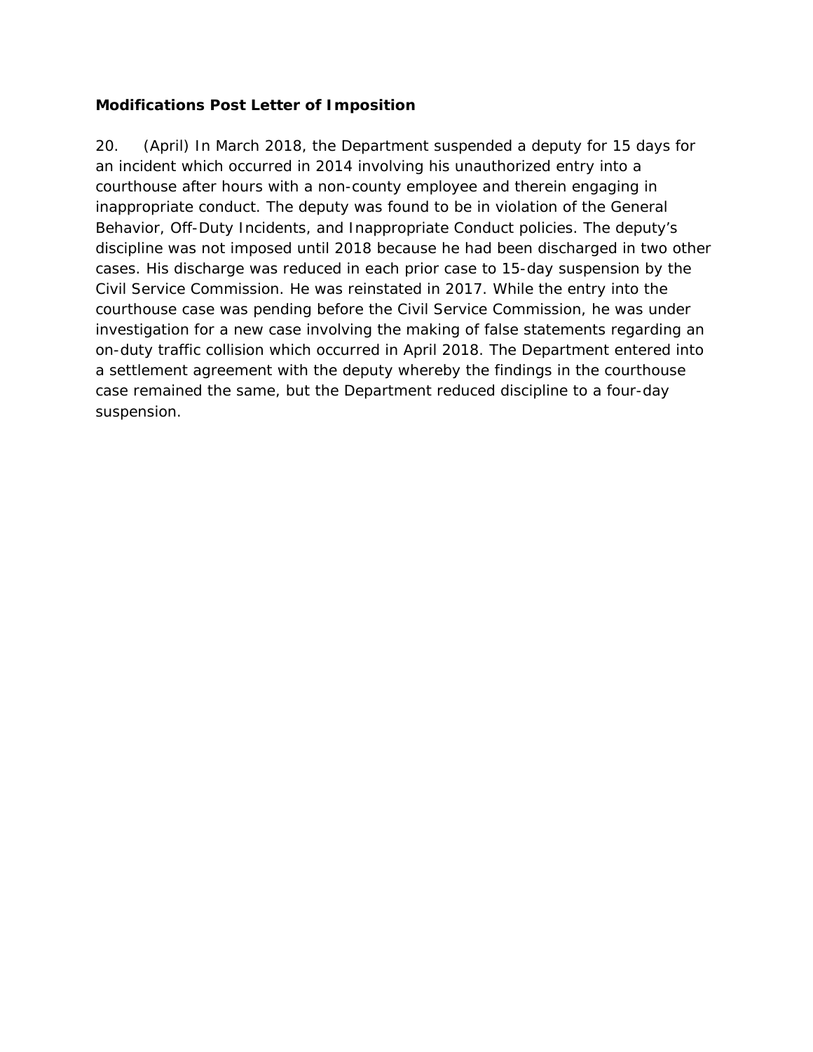**Modifications Post Letter of Imposition**

20. (April) In March 2018, the Department suspended a deputy for 15 days for an incident which occurred in 2014 involving his unauthorized entry into a courthouse after hours with a non-county employee and therein engaging in inappropriate conduct. The deputy was found to be in violation of the General Behavior, Off-Duty Incidents, and Inappropriate Conduct policies. The deputy's discipline was not imposed until 2018 because he had been discharged in two other cases. His discharge was reduced in each prior case to 15-day suspension by the Civil Service Commission. He was reinstated in 2017. While the entry into the courthouse case was pending before the Civil Service Commission, he was under investigation for a new case involving the making of false statements regarding an on-duty traffic collision which occurred in April 2018. The Department entered into a settlement agreement with the deputy whereby the findings in the courthouse case remained the same, but the Department reduced discipline to a four-day suspension.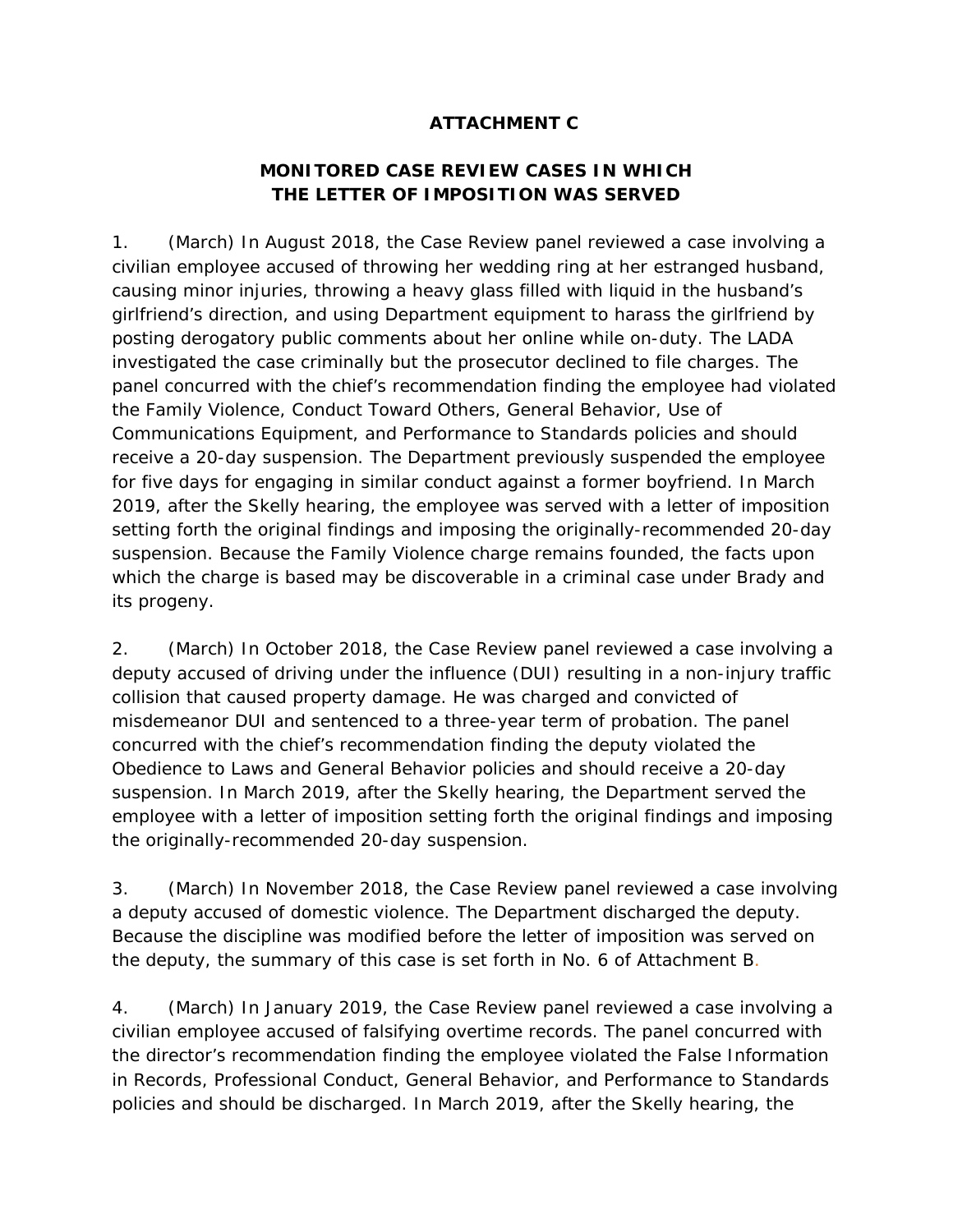# ATTACHMENT C

## MONITORED CASE REVIEW CASES IN WHICH THE LETTER OF IMPOSITION WAS SERVED

1. (March) In August 2018, the Case Review panel reviewed a case involving a civilian employee accused of throwing her wedding ring at her estranged husband, causing minor injuries, throwing a heavy glass filled with liquid in the husband's girlfriend's direction, and using Department equipment to harass the girlfriend by posting derogatory public comments about her online while on-duty. The LADA investigated the case criminally but the prosecutor declined to file charges. The panel concurred with the chief's recommendation finding the employee had violated the Family Violence, Conduct Toward Others, General Behavior, Use of Communications Equipment, and Performance to Standards policies and should receive a 20-day suspension. The Department previously suspended the employee for five days for engaging in similar conduct against a former boyfriend. In March 2019, after the Skelly hearing, the employee was served with a letter of imposition setting forth the original findings and imposing the originally-recommended 20-day suspension. Because the Family Violence charge remains founded, the facts upon which the charge is based may be discoverable in a criminal case under Brady and its progeny.

2. (March) In October 2018, the Case Review panel reviewed a case involving a deputy accused of driving under the influence (DUI) resulting in a non-injury traffic collision that caused property damage. He was charged and convicted of misdemeanor DUI and sentenced to a three-year term of probation. The panel concurred with the chief's recommendation finding the deputy violated the Obedience to Laws and General Behavior policies and should receive a 20-day suspension. In March 2019, after the Skelly hearing, the Department served the employee with a letter of imposition setting forth the original findings and imposing the originally-recommended 20-day suspension.

3. (March) In November 2018, the Case Review panel reviewed a case involving a deputy accused of domestic violence. The Department discharged the deputy. Because the discipline was modified before the letter of imposition was served on the deputy, the summary of this case is set forth in No. 6 of Attachment B.

4. (March) In January 2019, the Case Review panel reviewed a case involving a civilian employee accused of falsifying overtime records. The panel concurred with the director's recommendation finding the employee violated the False Information in Records, Professional Conduct, General Behavior, and Performance to Standards policies and should be discharged. In March 2019, after the Skelly hearing, the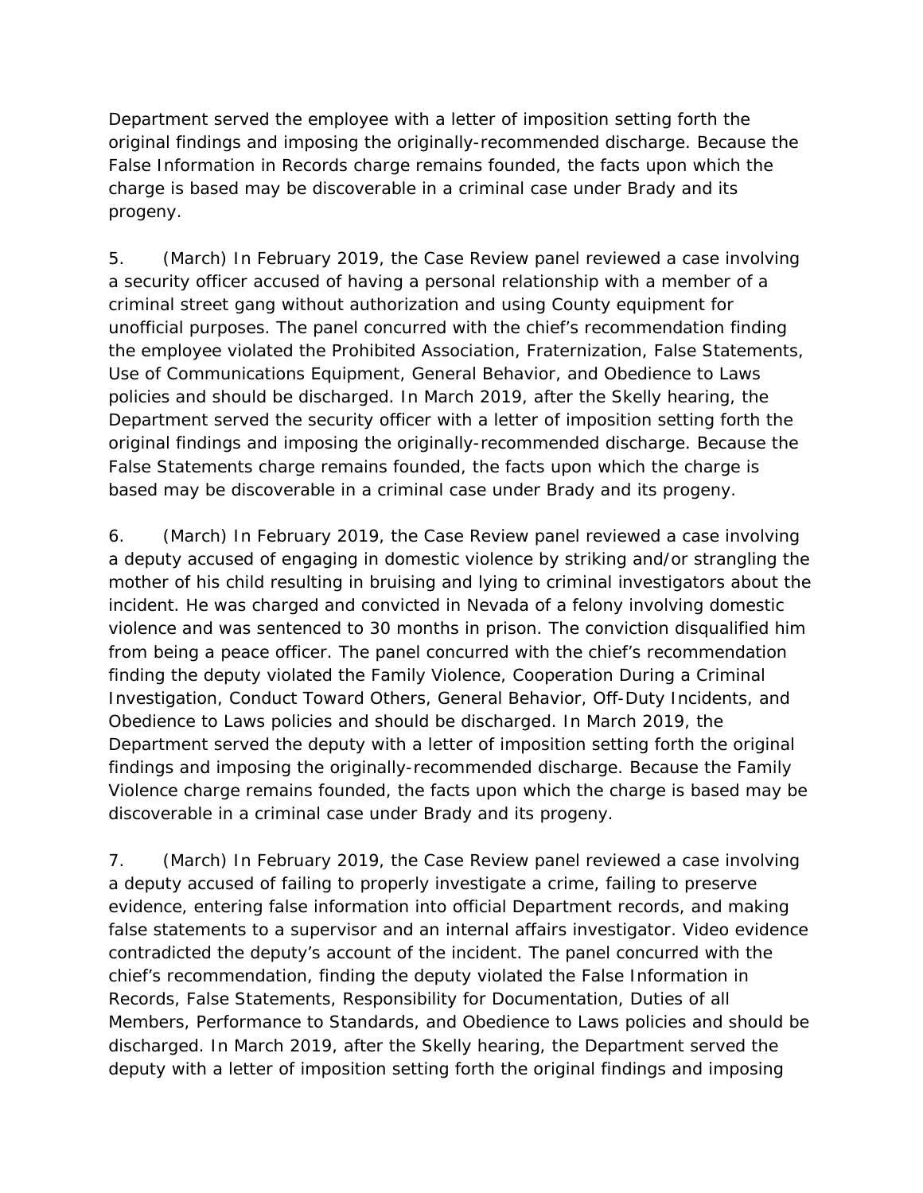Department served the employee with a letter of imposition setting forth the original findings and imposing the originally-recommended discharge. Because the False Information in Records charge remains founded, the facts upon which the charge is based may be discoverable in a criminal case under Brady and its progeny.

5. (March) In February 2019, the Case Review panel reviewed a case involving a security officer accused of having a personal relationship with a member of a criminal street gang without authorization and using County equipment for unofficial purposes. The panel concurred with the chief's recommendation finding the employee violated the Prohibited Association, Fraternization, False Statements, Use of Communications Equipment, General Behavior, and Obedience to Laws policies and should be discharged. In March 2019, after the Skelly hearing, the Department served the security officer with a letter of imposition setting forth the original findings and imposing the originally-recommended discharge. Because the False Statements charge remains founded, the facts upon which the charge is based may be discoverable in a criminal case under Brady and its progeny.

6. (March) In February 2019, the Case Review panel reviewed a case involving a deputy accused of engaging in domestic violence by striking and/or strangling the mother of his child resulting in bruising and lying to criminal investigators about the incident. He was charged and convicted in Nevada of a felony involving domestic violence and was sentenced to 30 months in prison. The conviction disqualified him from being a peace officer. The panel concurred with the chief's recommendation finding the deputy violated the Family Violence, Cooperation During a Criminal Investigation, Conduct Toward Others, General Behavior, Off-Duty Incidents, and Obedience to Laws policies and should be discharged. In March 2019, the Department served the deputy with a letter of imposition setting forth the original findings and imposing the originally-recommended discharge. Because the Family Violence charge remains founded, the facts upon which the charge is based may be discoverable in a criminal case under Brady and its progeny.

7. (March) In February 2019, the Case Review panel reviewed a case involving a deputy accused of failing to properly investigate a crime, failing to preserve evidence, entering false information into official Department records, and making false statements to a supervisor and an internal affairs investigator. Video evidence contradicted the deputy's account of the incident. The panel concurred with the chief's recommendation, finding the deputy violated the False Information in Records, False Statements, Responsibility for Documentation, Duties of all Members, Performance to Standards, and Obedience to Laws policies and should be discharged. In March 2019, after the Skelly hearing, the Department served the deputy with a letter of imposition setting forth the original findings and imposing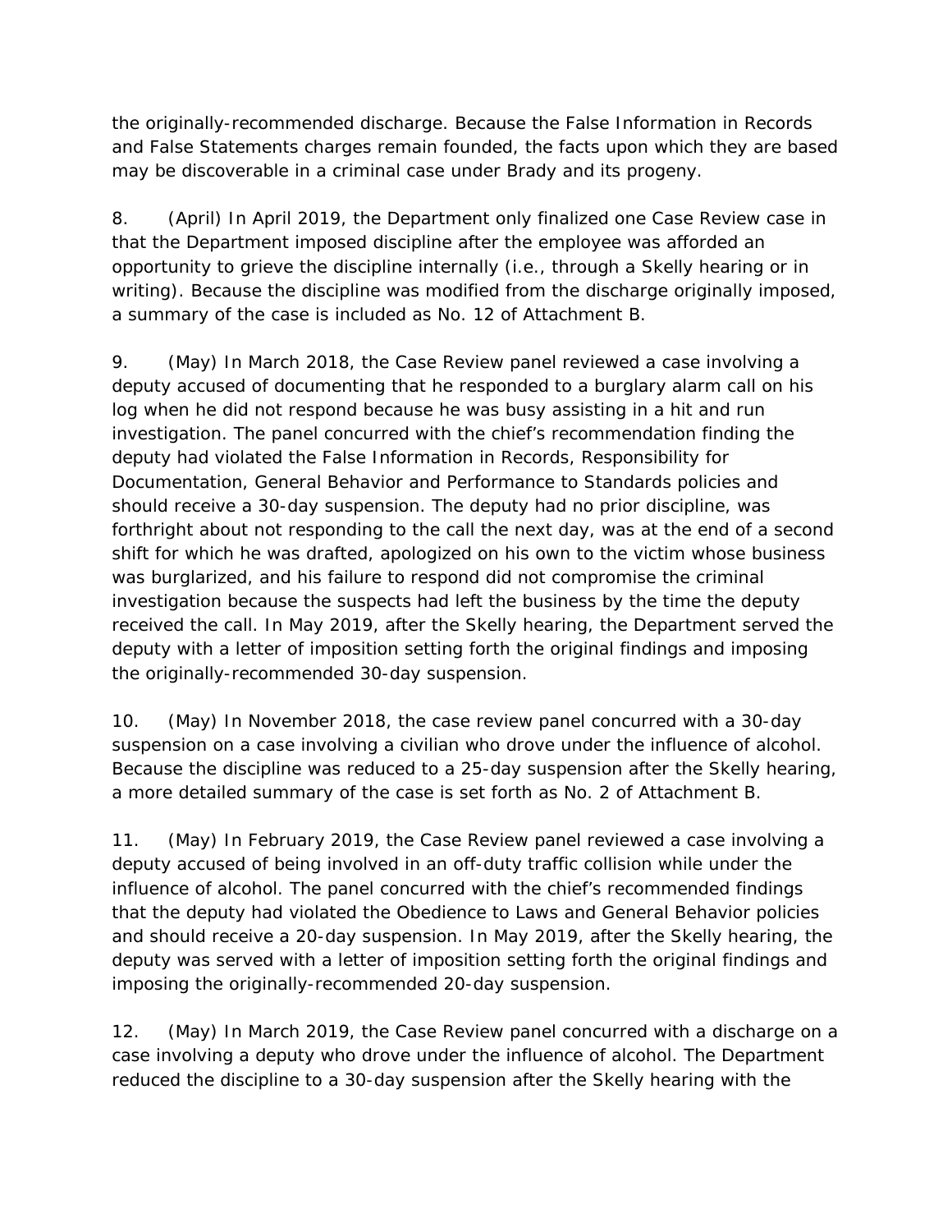the originally-recommended discharge. Because the False Information in Records and False Statements charges remain founded, the facts upon which they are based may be discoverable in a criminal case under Brady and its progeny.

8. (April) In April 2019, the Department only finalized one Case Review case in that the Department imposed discipline after the employee was afforded an opportunity to grieve the discipline internally (i.e., through a Skelly hearing or in writing). Because the discipline was modified from the discharge originally imposed, a summary of the case is included as No. 12 of Attachment B.

9. (May) In March 2018, the Case Review panel reviewed a case involving a deputy accused of documenting that he responded to a burglary alarm call on his log when he did not respond because he was busy assisting in a hit and run investigation. The panel concurred with the chief's recommendation finding the deputy had violated the False Information in Records, Responsibility for Documentation, General Behavior and Performance to Standards policies and should receive a 30-day suspension. The deputy had no prior discipline, was forthright about not responding to the call the next day, was at the end of a second shift for which he was drafted, apologized on his own to the victim whose business was burglarized, and his failure to respond did not compromise the criminal investigation because the suspects had left the business by the time the deputy received the call. In May 2019, after the Skelly hearing, the Department served the deputy with a letter of imposition setting forth the original findings and imposing the originally-recommended 30-day suspension.

10. (May) In November 2018, the case review panel concurred with a 30-day suspension on a case involving a civilian who drove under the influence of alcohol. Because the discipline was reduced to a 25-day suspension after the Skelly hearing, a more detailed summary of the case is set forth as No. 2 of Attachment B.

11. (May) In February 2019, the Case Review panel reviewed a case involving a deputy accused of being involved in an off-duty traffic collision while under the influence of alcohol. The panel concurred with the chief's recommended findings that the deputy had violated the Obedience to Laws and General Behavior policies and should receive a 20-day suspension. In May 2019, after the Skelly hearing, the deputy was served with a letter of imposition setting forth the original findings and imposing the originally-recommended 20-day suspension.

12. (May) In March 2019, the Case Review panel concurred with a discharge on a case involving a deputy who drove under the influence of alcohol. The Department reduced the discipline to a 30-day suspension after the Skelly hearing with the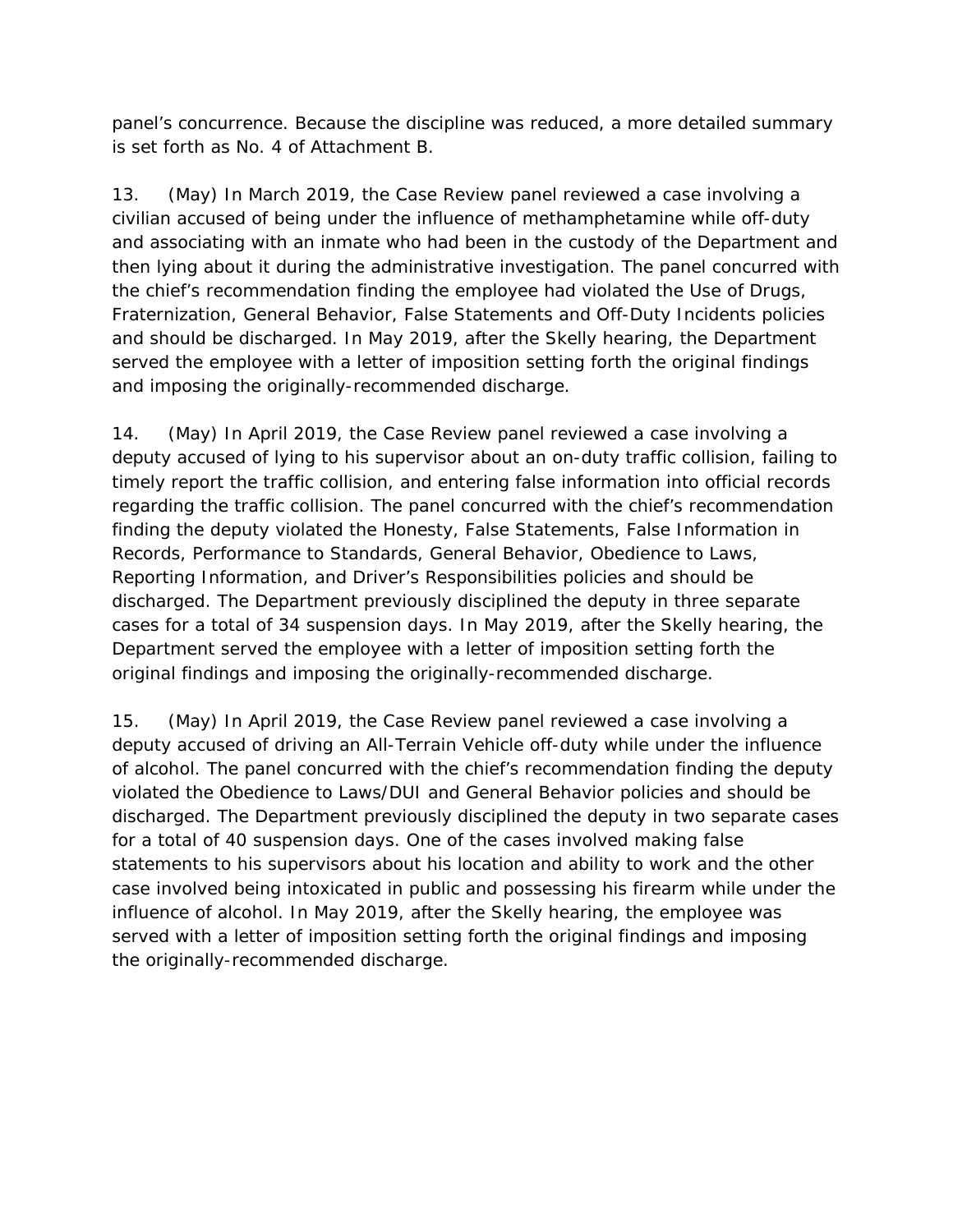panel's concurrence. Because the discipline was reduced, a more detailed summary is set forth as No. 4 of Attachment B.

13. (May) In March 2019, the Case Review panel reviewed a case involving a civilian accused of being under the influence of methamphetamine while off-duty and associating with an inmate who had been in the custody of the Department and then lying about it during the administrative investigation. The panel concurred with the chief's recommendation finding the employee had violated the Use of Drugs, Fraternization, General Behavior, False Statements and Off-Duty Incidents policies and should be discharged. In May 2019, after the Skelly hearing, the Department served the employee with a letter of imposition setting forth the original findings and imposing the originally-recommended discharge.

14. (May) In April 2019, the Case Review panel reviewed a case involving a deputy accused of lying to his supervisor about an on-duty traffic collision, failing to timely report the traffic collision, and entering false information into official records regarding the traffic collision. The panel concurred with the chief's recommendation finding the deputy violated the Honesty, False Statements, False Information in Records, Performance to Standards, General Behavior, Obedience to Laws, Reporting Information, and Driver's Responsibilities policies and should be discharged. The Department previously disciplined the deputy in three separate cases for a total of 34 suspension days. In May 2019, after the Skelly hearing, the Department served the employee with a letter of imposition setting forth the original findings and imposing the originally-recommended discharge.

15. (May) In April 2019, the Case Review panel reviewed a case involving a deputy accused of driving an All-Terrain Vehicle off-duty while under the influence of alcohol. The panel concurred with the chief's recommendation finding the deputy violated the Obedience to Laws/DUI and General Behavior policies and should be discharged. The Department previously disciplined the deputy in two separate cases for a total of 40 suspension days. One of the cases involved making false statements to his supervisors about his location and ability to work and the other case involved being intoxicated in public and possessing his firearm while under the influence of alcohol. In May 2019, after the Skelly hearing, the employee was served with a letter of imposition setting forth the original findings and imposing the originally-recommended discharge.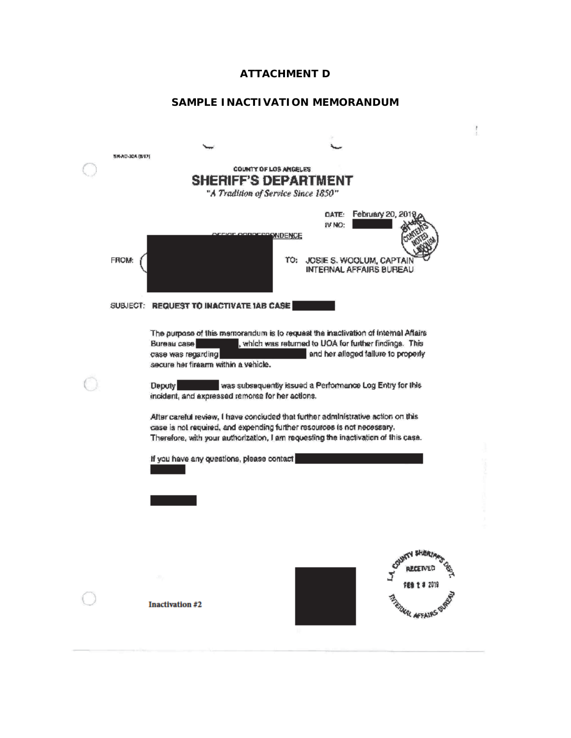# ATTACHMENT D

## SAMPLE INACTIVATION MEMORANDUM

SH-AD-32A (8/17)

COUNTY OF LOS ANGELES

**SHERIFF'S DEPARTMENT**

*"A Tradition of Service Since 1850"*

DATE: February 20, 2019

IV NO:

OFFICE CORRESPONDENCE

FROM:

TO: JOSIE S. WOOLUM, CAPTAIN
INTERNAL AFFAIRS BUREAU

SUBJECT: **REQUEST TO INACTIVATE IAB CASE**

The purpose of this memorandum is to request the inactivation of Internal Affairs Bureau case , which was returned to UOA for further findings. This case was regarding and her alleged failure to properly secure her firearm within a vehicle.

Deputy was subsequently issued a Performance Log Entry for this incident, and expressed remorse for her actions.

After careful review, I have concluded that further administrative action on this case is not required, and expending further resources is not necessary. Therefore, with your authorization, I am requesting the inactivation of this case.

If you have any questions, please contact

CONTENTS NOTED

L.A. COUNTY SHERIFF'S DEPT. RECEIVED FEB 1 # 2019 INTERNAL AFFAIRS BUREAU

**Inactivation #2**